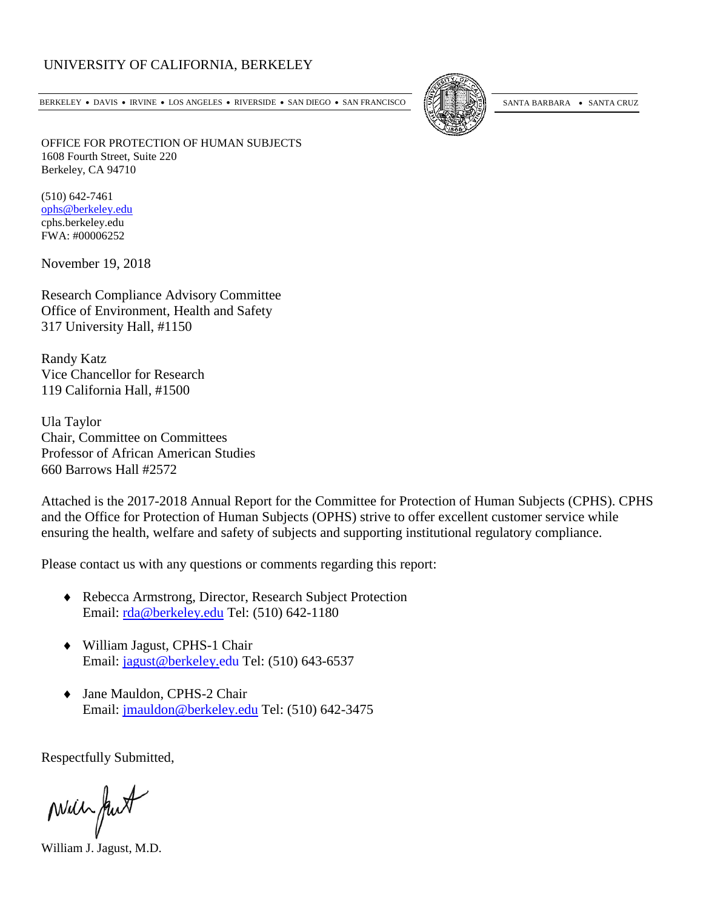UNIVERSITY OF CALIFORNIA, BERKELEY

BERKELEY • DAVIS • IRVINE • LOS ANGELES • RIVERSIDE • SAN DIEGO • SAN FRANCISCO     SANTA BARBARA • SANTA CRUZ

OFFICE FOR PROTECTION OF HUMAN SUBJECTS
1608 Fourth Street, Suite 220
Berkeley, CA 94710

(510) 642-7461
ophs@berkeley.edu
cphs.berkeley.edu
FWA: #00006252

November 19, 2018

Research Compliance Advisory Committee
Office of Environment, Health and Safety
317 University Hall, #1150

Randy Katz
Vice Chancellor for Research
119 California Hall, #1500

Ula Taylor
Chair, Committee on Committees
Professor of African American Studies
660 Barrows Hall #2572

Attached is the 2017-2018 Annual Report for the Committee for Protection of Human Subjects (CPHS). CPHS and the Office for Protection of Human Subjects (OPHS) strive to offer excellent customer service while ensuring the health, welfare and safety of subjects and supporting institutional regulatory compliance.

Please contact us with any questions or comments regarding this report:

- Rebecca Armstrong, Director, Research Subject Protection
  Email: rda@berkeley.edu Tel: (510) 642-1180

- William Jagust, CPHS-1 Chair
  Email: jagust@berkeley.edu Tel: (510) 643-6537

- Jane Mauldon, CPHS-2 Chair
  Email: jmauldon@berkeley.edu Tel: (510) 642-3475

Respectfully Submitted,

William J. Jagust, M.D.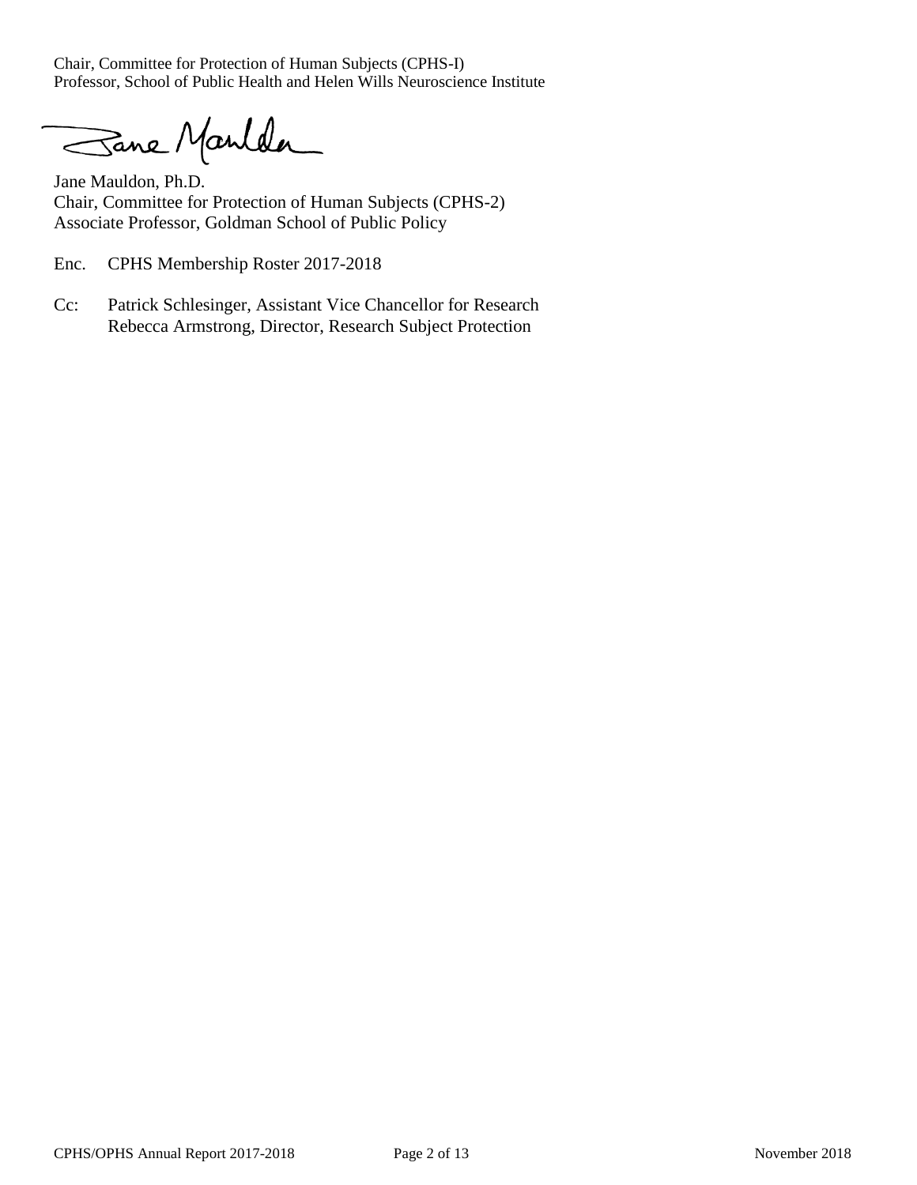Chair, Committee for Protection of Human Subjects (CPHS-I)
Professor, School of Public Health and Helen Wills Neuroscience Institute

Jane Mauldon, Ph.D.
Chair, Committee for Protection of Human Subjects (CPHS-2)
Associate Professor, Goldman School of Public Policy

Enc. CPHS Membership Roster 2017-2018

Cc: Patrick Schlesinger, Assistant Vice Chancellor for Research
Rebecca Armstrong, Director, Research Subject Protection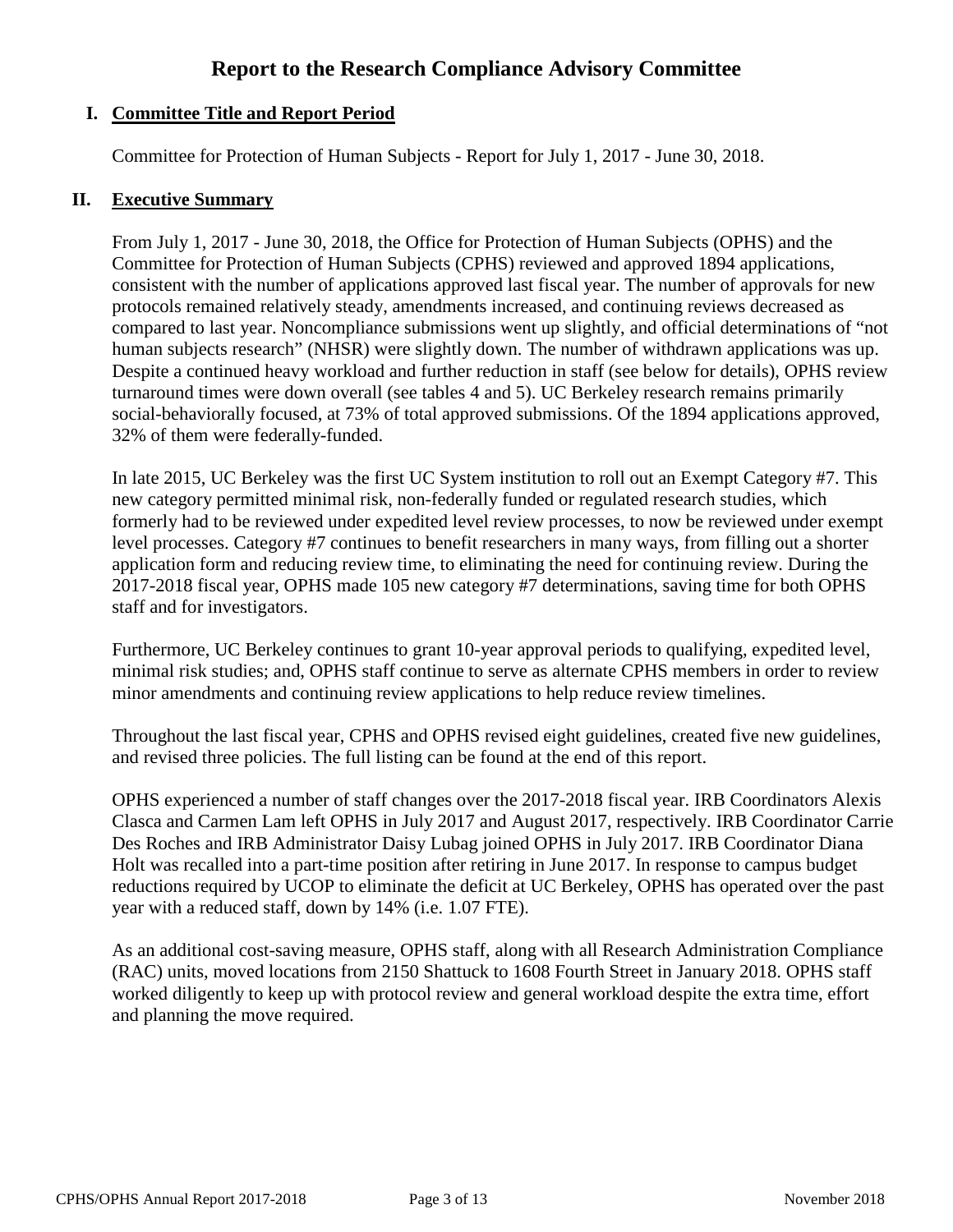# Report to the Research Compliance Advisory Committee

## I. Committee Title and Report Period

Committee for Protection of Human Subjects - Report for July 1, 2017 - June 30, 2018.

## II. Executive Summary

From July 1, 2017 - June 30, 2018, the Office for Protection of Human Subjects (OPHS) and the Committee for Protection of Human Subjects (CPHS) reviewed and approved 1894 applications, consistent with the number of applications approved last fiscal year. The number of approvals for new protocols remained relatively steady, amendments increased, and continuing reviews decreased as compared to last year. Noncompliance submissions went up slightly, and official determinations of "not human subjects research" (NHSR) were slightly down. The number of withdrawn applications was up. Despite a continued heavy workload and further reduction in staff (see below for details), OPHS review turnaround times were down overall (see tables 4 and 5). UC Berkeley research remains primarily social-behaviorally focused, at 73% of total approved submissions. Of the 1894 applications approved, 32% of them were federally-funded.

In late 2015, UC Berkeley was the first UC System institution to roll out an Exempt Category #7. This new category permitted minimal risk, non-federally funded or regulated research studies, which formerly had to be reviewed under expedited level review processes, to now be reviewed under exempt level processes. Category #7 continues to benefit researchers in many ways, from filling out a shorter application form and reducing review time, to eliminating the need for continuing review. During the 2017-2018 fiscal year, OPHS made 105 new category #7 determinations, saving time for both OPHS staff and for investigators.

Furthermore, UC Berkeley continues to grant 10-year approval periods to qualifying, expedited level, minimal risk studies; and, OPHS staff continue to serve as alternate CPHS members in order to review minor amendments and continuing review applications to help reduce review timelines.

Throughout the last fiscal year, CPHS and OPHS revised eight guidelines, created five new guidelines, and revised three policies. The full listing can be found at the end of this report.

OPHS experienced a number of staff changes over the 2017-2018 fiscal year. IRB Coordinators Alexis Clasca and Carmen Lam left OPHS in July 2017 and August 2017, respectively. IRB Coordinator Carrie Des Roches and IRB Administrator Daisy Lubag joined OPHS in July 2017. IRB Coordinator Diana Holt was recalled into a part-time position after retiring in June 2017. In response to campus budget reductions required by UCOP to eliminate the deficit at UC Berkeley, OPHS has operated over the past year with a reduced staff, down by 14% (i.e. 1.07 FTE).

As an additional cost-saving measure, OPHS staff, along with all Research Administration Compliance (RAC) units, moved locations from 2150 Shattuck to 1608 Fourth Street in January 2018. OPHS staff worked diligently to keep up with protocol review and general workload despite the extra time, effort and planning the move required.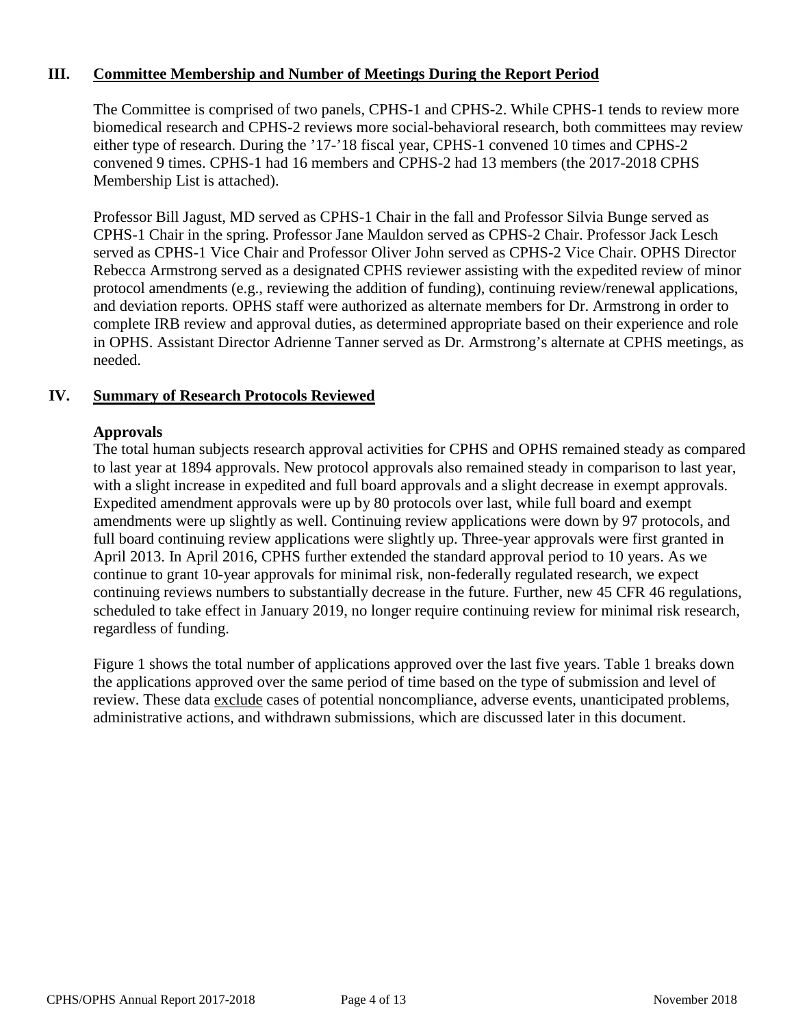## III. Committee Membership and Number of Meetings During the Report Period

The Committee is comprised of two panels, CPHS-1 and CPHS-2. While CPHS-1 tends to review more biomedical research and CPHS-2 reviews more social-behavioral research, both committees may review either type of research. During the '17-'18 fiscal year, CPHS-1 convened 10 times and CPHS-2 convened 9 times. CPHS-1 had 16 members and CPHS-2 had 13 members (the 2017-2018 CPHS Membership List is attached).

Professor Bill Jagust, MD served as CPHS-1 Chair in the fall and Professor Silvia Bunge served as CPHS-1 Chair in the spring. Professor Jane Mauldon served as CPHS-2 Chair. Professor Jack Lesch served as CPHS-1 Vice Chair and Professor Oliver John served as CPHS-2 Vice Chair. OPHS Director Rebecca Armstrong served as a designated CPHS reviewer assisting with the expedited review of minor protocol amendments (e.g., reviewing the addition of funding), continuing review/renewal applications, and deviation reports. OPHS staff were authorized as alternate members for Dr. Armstrong in order to complete IRB review and approval duties, as determined appropriate based on their experience and role in OPHS. Assistant Director Adrienne Tanner served as Dr. Armstrong's alternate at CPHS meetings, as needed.

## IV. Summary of Research Protocols Reviewed

### Approvals

The total human subjects research approval activities for CPHS and OPHS remained steady as compared to last year at 1894 approvals. New protocol approvals also remained steady in comparison to last year, with a slight increase in expedited and full board approvals and a slight decrease in exempt approvals. Expedited amendment approvals were up by 80 protocols over last, while full board and exempt amendments were up slightly as well. Continuing review applications were down by 97 protocols, and full board continuing review applications were slightly up. Three-year approvals were first granted in April 2013. In April 2016, CPHS further extended the standard approval period to 10 years. As we continue to grant 10-year approvals for minimal risk, non-federally regulated research, we expect continuing reviews numbers to substantially decrease in the future. Further, new 45 CFR 46 regulations, scheduled to take effect in January 2019, no longer require continuing review for minimal risk research, regardless of funding.

Figure 1 shows the total number of applications approved over the last five years. Table 1 breaks down the applications approved over the same period of time based on the type of submission and level of review. These data exclude cases of potential noncompliance, adverse events, unanticipated problems, administrative actions, and withdrawn submissions, which are discussed later in this document.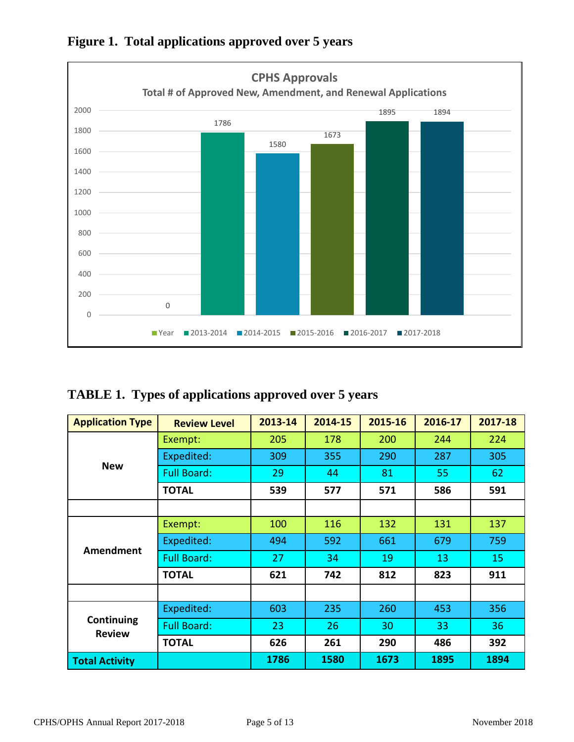## Figure 1. Total applications approved over 5 years

**CPHS Approvals**

Total # of Approved New, Amendment, and Renewal Applications

| Year | 2013-2014 | 2014-2015 | 2015-2016 | 2016-2017 | 2017-2018 |
|---|---|---|---|---|---|
| 0 | 1786 | 1580 | 1673 | 1895 | 1894 |

## TABLE 1. Types of applications approved over 5 years

| Application Type | Review Level | 2013-14 | 2014-15 | 2015-16 | 2016-17 | 2017-18 |
|---|---|---|---|---|---|---|
| New | Exempt: | 205 | 178 | 200 | 244 | 224 |
| | Expedited: | 309 | 355 | 290 | 287 | 305 |
| | Full Board: | 29 | 44 | 81 | 55 | 62 |
| | **TOTAL** | **539** | **577** | **571** | **586** | **591** |
| | | | | | | |
| Amendment | Exempt: | 100 | 116 | 132 | 131 | 137 |
| | Expedited: | 494 | 592 | 661 | 679 | 759 |
| | Full Board: | 27 | 34 | 19 | 13 | 15 |
| | **TOTAL** | **621** | **742** | **812** | **823** | **911** |
| | | | | | | |
| Continuing Review | Expedited: | 603 | 235 | 260 | 453 | 356 |
| | Full Board: | 23 | 26 | 30 | 33 | 36 |
| | **TOTAL** | **626** | **261** | **290** | **486** | **392** |
| **Total Activity** | | **1786** | **1580** | **1673** | **1895** | **1894** |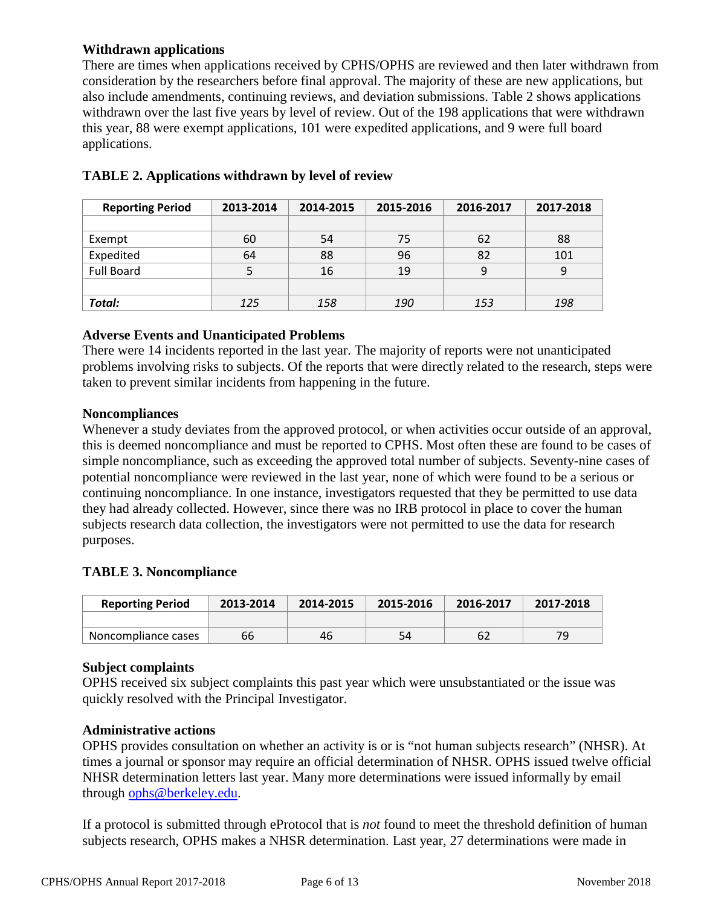### Withdrawn applications

There are times when applications received by CPHS/OPHS are reviewed and then later withdrawn from consideration by the researchers before final approval. The majority of these are new applications, but also include amendments, continuing reviews, and deviation submissions. Table 2 shows applications withdrawn over the last five years by level of review. Out of the 198 applications that were withdrawn this year, 88 were exempt applications, 101 were expedited applications, and 9 were full board applications.

**TABLE 2. Applications withdrawn by level of review**

| Reporting Period | 2013-2014 | 2014-2015 | 2015-2016 | 2016-2017 | 2017-2018 |
|---|---|---|---|---|---|
| | | | | | |
| Exempt | 60 | 54 | 75 | 62 | 88 |
| Expedited | 64 | 88 | 96 | 82 | 101 |
| Full Board | 5 | 16 | 19 | 9 | 9 |
| | | | | | |
| ***Total:*** | *125* | *158* | *190* | *153* | *198* |

### Adverse Events and Unanticipated Problems

There were 14 incidents reported in the last year. The majority of reports were not unanticipated problems involving risks to subjects. Of the reports that were directly related to the research, steps were taken to prevent similar incidents from happening in the future.

### Noncompliances

Whenever a study deviates from the approved protocol, or when activities occur outside of an approval, this is deemed noncompliance and must be reported to CPHS. Most often these are found to be cases of simple noncompliance, such as exceeding the approved total number of subjects. Seventy-nine cases of potential noncompliance were reviewed in the last year, none of which were found to be a serious or continuing noncompliance. In one instance, investigators requested that they be permitted to use data they had already collected. However, since there was no IRB protocol in place to cover the human subjects research data collection, the investigators were not permitted to use the data for research purposes.

**TABLE 3. Noncompliance**

| Reporting Period | 2013-2014 | 2014-2015 | 2015-2016 | 2016-2017 | 2017-2018 |
|---|---|---|---|---|---|
| | | | | | |
| Noncompliance cases | 66 | 46 | 54 | 62 | 79 |

### Subject complaints

OPHS received six subject complaints this past year which were unsubstantiated or the issue was quickly resolved with the Principal Investigator.

### Administrative actions

OPHS provides consultation on whether an activity is or is "not human subjects research" (NHSR). At times a journal or sponsor may require an official determination of NHSR. OPHS issued twelve official NHSR determination letters last year. Many more determinations were issued informally by email through ophs@berkeley.edu.

If a protocol is submitted through eProtocol that is *not* found to meet the threshold definition of human subjects research, OPHS makes a NHSR determination. Last year, 27 determinations were made in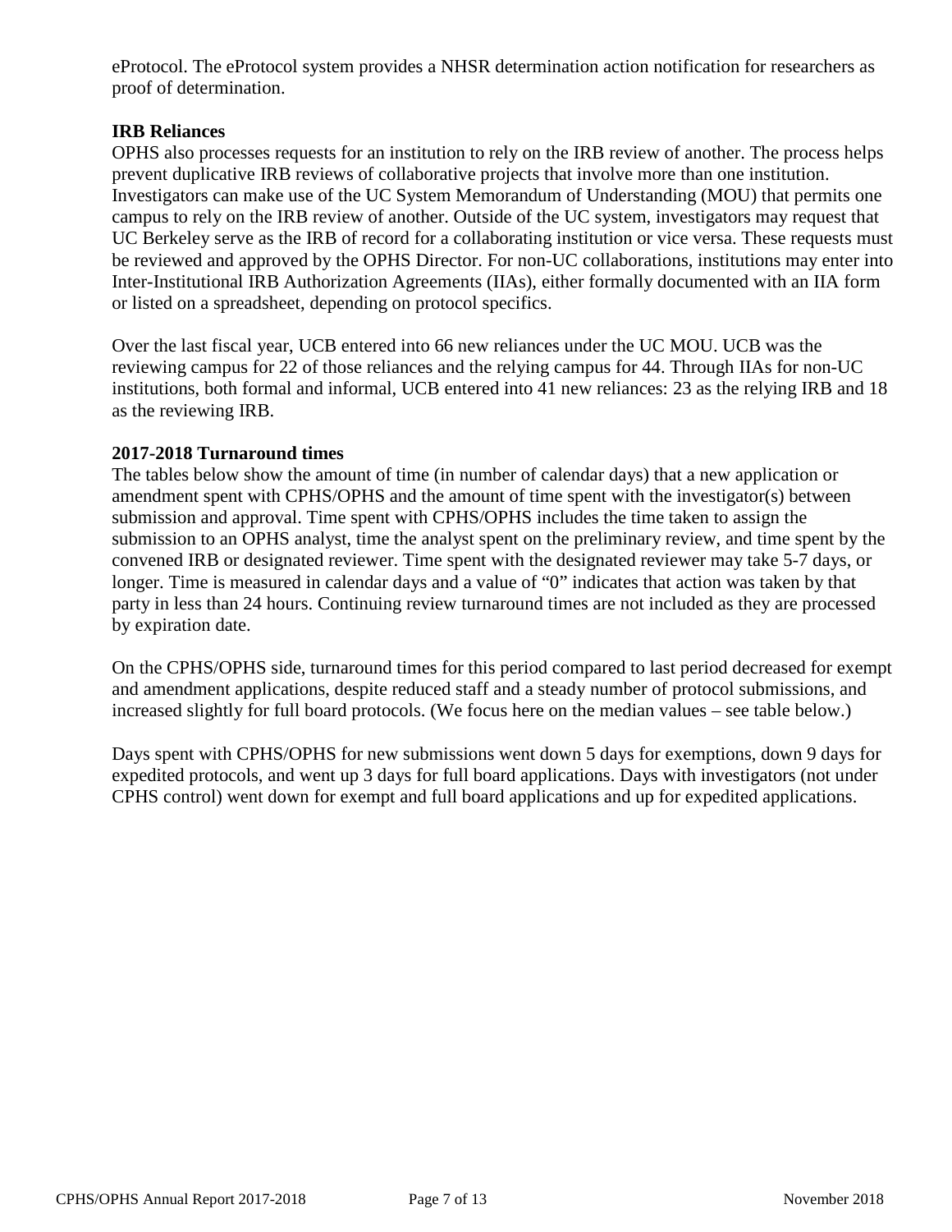eProtocol. The eProtocol system provides a NHSR determination action notification for researchers as proof of determination.

**IRB Reliances**

OPHS also processes requests for an institution to rely on the IRB review of another. The process helps prevent duplicative IRB reviews of collaborative projects that involve more than one institution. Investigators can make use of the UC System Memorandum of Understanding (MOU) that permits one campus to rely on the IRB review of another. Outside of the UC system, investigators may request that UC Berkeley serve as the IRB of record for a collaborating institution or vice versa. These requests must be reviewed and approved by the OPHS Director. For non-UC collaborations, institutions may enter into Inter-Institutional IRB Authorization Agreements (IIAs), either formally documented with an IIA form or listed on a spreadsheet, depending on protocol specifics.

Over the last fiscal year, UCB entered into 66 new reliances under the UC MOU. UCB was the reviewing campus for 22 of those reliances and the relying campus for 44. Through IIAs for non-UC institutions, both formal and informal, UCB entered into 41 new reliances: 23 as the relying IRB and 18 as the reviewing IRB.

**2017-2018 Turnaround times**

The tables below show the amount of time (in number of calendar days) that a new application or amendment spent with CPHS/OPHS and the amount of time spent with the investigator(s) between submission and approval. Time spent with CPHS/OPHS includes the time taken to assign the submission to an OPHS analyst, time the analyst spent on the preliminary review, and time spent by the convened IRB or designated reviewer. Time spent with the designated reviewer may take 5-7 days, or longer. Time is measured in calendar days and a value of "0" indicates that action was taken by that party in less than 24 hours. Continuing review turnaround times are not included as they are processed by expiration date.

On the CPHS/OPHS side, turnaround times for this period compared to last period decreased for exempt and amendment applications, despite reduced staff and a steady number of protocol submissions, and increased slightly for full board protocols. (We focus here on the median values – see table below.)

Days spent with CPHS/OPHS for new submissions went down 5 days for exemptions, down 9 days for expedited protocols, and went up 3 days for full board applications. Days with investigators (not under CPHS control) went down for exempt and full board applications and up for expedited applications.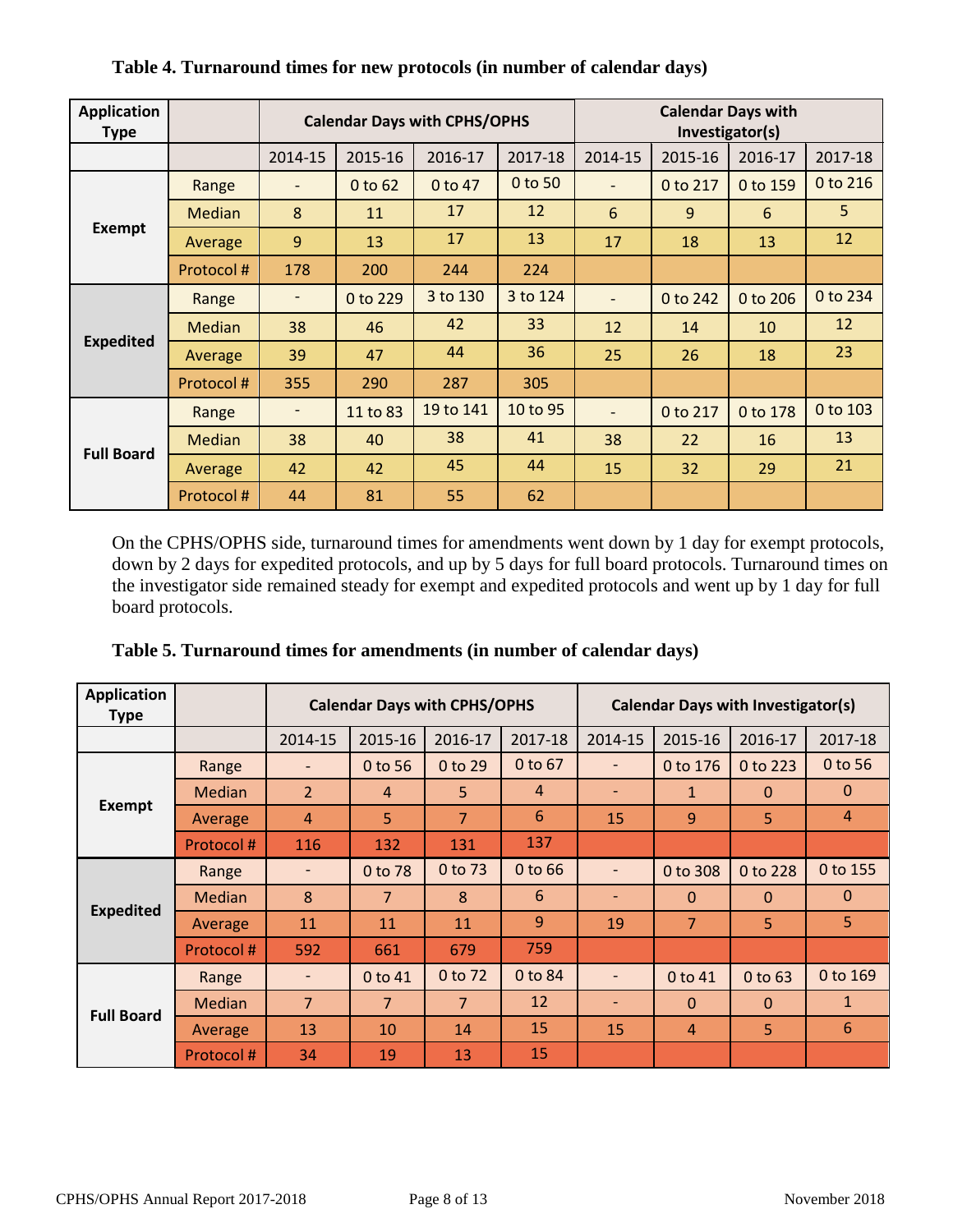**Table 4. Turnaround times for new protocols (in number of calendar days)**

| Application Type | | Calendar Days with CPHS/OPHS | | | | Calendar Days with Investigator(s) | | | |
|---|---|---|---|---|---|---|---|---|---|
| | | 2014-15 | 2015-16 | 2016-17 | 2017-18 | 2014-15 | 2015-16 | 2016-17 | 2017-18 |
| Exempt | Range | - | 0 to 62 | 0 to 47 | 0 to 50 | - | 0 to 217 | 0 to 159 | 0 to 216 |
| | Median | 8 | 11 | 17 | 12 | 6 | 9 | 6 | 5 |
| | Average | 9 | 13 | 17 | 13 | 17 | 18 | 13 | 12 |
| | Protocol # | 178 | 200 | 244 | 224 | | | | |
| Expedited | Range | - | 0 to 229 | 3 to 130 | 3 to 124 | - | 0 to 242 | 0 to 206 | 0 to 234 |
| | Median | 38 | 46 | 42 | 33 | 12 | 14 | 10 | 12 |
| | Average | 39 | 47 | 44 | 36 | 25 | 26 | 18 | 23 |
| | Protocol # | 355 | 290 | 287 | 305 | | | | |
| Full Board | Range | - | 11 to 83 | 19 to 141 | 10 to 95 | - | 0 to 217 | 0 to 178 | 0 to 103 |
| | Median | 38 | 40 | 38 | 41 | 38 | 22 | 16 | 13 |
| | Average | 42 | 42 | 45 | 44 | 15 | 32 | 29 | 21 |
| | Protocol # | 44 | 81 | 55 | 62 | | | | |

On the CPHS/OPHS side, turnaround times for amendments went down by 1 day for exempt protocols, down by 2 days for expedited protocols, and up by 5 days for full board protocols. Turnaround times on the investigator side remained steady for exempt and expedited protocols and went up by 1 day for full board protocols.

**Table 5. Turnaround times for amendments (in number of calendar days)**

| Application Type | | Calendar Days with CPHS/OPHS | | | | Calendar Days with Investigator(s) | | | |
|---|---|---|---|---|---|---|---|---|---|
| | | 2014-15 | 2015-16 | 2016-17 | 2017-18 | 2014-15 | 2015-16 | 2016-17 | 2017-18 |
| Exempt | Range | - | 0 to 56 | 0 to 29 | 0 to 67 | - | 0 to 176 | 0 to 223 | 0 to 56 |
| | Median | 2 | 4 | 5 | 4 | - | 1 | 0 | 0 |
| | Average | 4 | 5 | 7 | 6 | 15 | 9 | 5 | 4 |
| | Protocol # | 116 | 132 | 131 | 137 | | | | |
| Expedited | Range | - | 0 to 78 | 0 to 73 | 0 to 66 | - | 0 to 308 | 0 to 228 | 0 to 155 |
| | Median | 8 | 7 | 8 | 6 | - | 0 | 0 | 0 |
| | Average | 11 | 11 | 11 | 9 | 19 | 7 | 5 | 5 |
| | Protocol # | 592 | 661 | 679 | 759 | | | | |
| Full Board | Range | - | 0 to 41 | 0 to 72 | 0 to 84 | - | 0 to 41 | 0 to 63 | 0 to 169 |
| | Median | 7 | 7 | 7 | 12 | - | 0 | 0 | 1 |
| | Average | 13 | 10 | 14 | 15 | 15 | 4 | 5 | 6 |
| | Protocol # | 34 | 19 | 13 | 15 | | | | |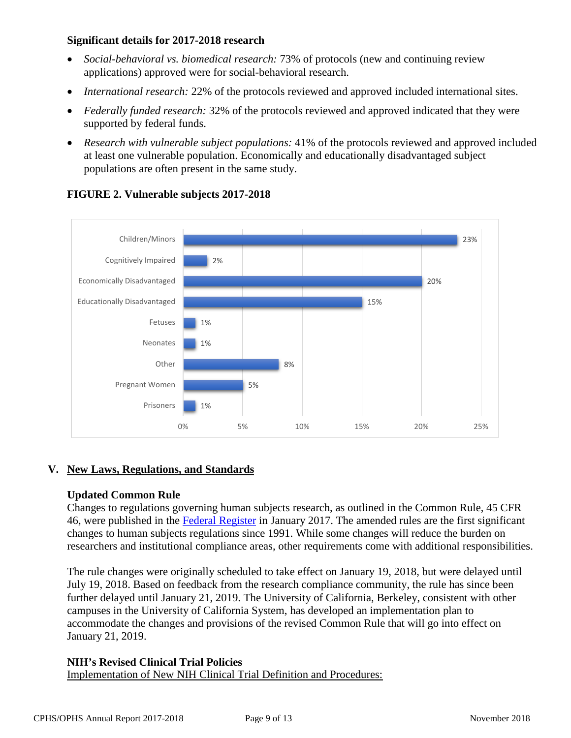**Significant details for 2017-2018 research**

- *Social-behavioral vs. biomedical research:* 73% of protocols (new and continuing review applications) approved were for social-behavioral research.
- *International research:* 22% of the protocols reviewed and approved included international sites.
- *Federally funded research:* 32% of the protocols reviewed and approved indicated that they were supported by federal funds.
- *Research with vulnerable subject populations:* 41% of the protocols reviewed and approved included at least one vulnerable population. Economically and educationally disadvantaged subject populations are often present in the same study.

**FIGURE 2. Vulnerable subjects 2017-2018**

| Vulnerable population | Percentage |
| --- | --- |
| Children/Minors | 23% |
| Cognitively Impaired | 2% |
| Economically Disadvantaged | 20% |
| Educationally Disadvantaged | 15% |
| Fetuses | 1% |
| Neonates | 1% |
| Other | 8% |
| Pregnant Women | 5% |
| Prisoners | 1% |

## V. New Laws, Regulations, and Standards

**Updated Common Rule**

Changes to regulations governing human subjects research, as outlined in the Common Rule, 45 CFR 46, were published in the Federal Register in January 2017. The amended rules are the first significant changes to human subjects regulations since 1991. While some changes will reduce the burden on researchers and institutional compliance areas, other requirements come with additional responsibilities.

The rule changes were originally scheduled to take effect on January 19, 2018, but were delayed until July 19, 2018. Based on feedback from the research compliance community, the rule has since been further delayed until January 21, 2019. The University of California, Berkeley, consistent with other campuses in the University of California System, has developed an implementation plan to accommodate the changes and provisions of the revised Common Rule that will go into effect on January 21, 2019.

**NIH's Revised Clinical Trial Policies**

Implementation of New NIH Clinical Trial Definition and Procedures: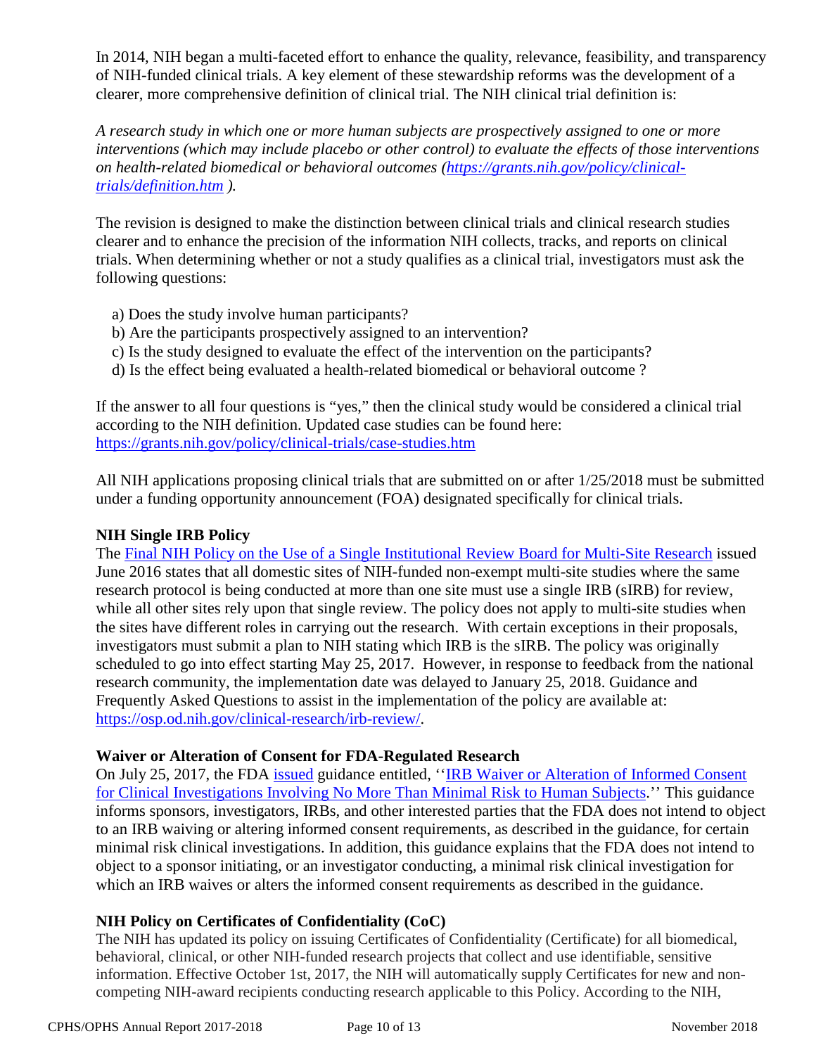In 2014, NIH began a multi-faceted effort to enhance the quality, relevance, feasibility, and transparency of NIH-funded clinical trials. A key element of these stewardship reforms was the development of a clearer, more comprehensive definition of clinical trial. The NIH clinical trial definition is:

*A research study in which one or more human subjects are prospectively assigned to one or more interventions (which may include placebo or other control) to evaluate the effects of those interventions on health-related biomedical or behavioral outcomes ([https://grants.nih.gov/policy/clinical-trials/definition.htm](https://grants.nih.gov/policy/clinical-trials/definition.htm) ).*

The revision is designed to make the distinction between clinical trials and clinical research studies clearer and to enhance the precision of the information NIH collects, tracks, and reports on clinical trials. When determining whether or not a study qualifies as a clinical trial, investigators must ask the following questions:

a) Does the study involve human participants?
b) Are the participants prospectively assigned to an intervention?
c) Is the study designed to evaluate the effect of the intervention on the participants?
d) Is the effect being evaluated a health-related biomedical or behavioral outcome ?

If the answer to all four questions is "yes," then the clinical study would be considered a clinical trial according to the NIH definition. Updated case studies can be found here: [https://grants.nih.gov/policy/clinical-trials/case-studies.htm](https://grants.nih.gov/policy/clinical-trials/case-studies.htm)

All NIH applications proposing clinical trials that are submitted on or after 1/25/2018 must be submitted under a funding opportunity announcement (FOA) designated specifically for clinical trials.

**NIH Single IRB Policy**

The Final NIH Policy on the Use of a Single Institutional Review Board for Multi-Site Research issued June 2016 states that all domestic sites of NIH-funded non-exempt multi-site studies where the same research protocol is being conducted at more than one site must use a single IRB (sIRB) for review, while all other sites rely upon that single review. The policy does not apply to multi-site studies when the sites have different roles in carrying out the research. With certain exceptions in their proposals, investigators must submit a plan to NIH stating which IRB is the sIRB. The policy was originally scheduled to go into effect starting May 25, 2017. However, in response to feedback from the national research community, the implementation date was delayed to January 25, 2018. Guidance and Frequently Asked Questions to assist in the implementation of the policy are available at: [https://osp.od.nih.gov/clinical-research/irb-review/](https://osp.od.nih.gov/clinical-research/irb-review/).

**Waiver or Alteration of Consent for FDA-Regulated Research**

On July 25, 2017, the FDA issued guidance entitled, ''IRB Waiver or Alteration of Informed Consent for Clinical Investigations Involving No More Than Minimal Risk to Human Subjects.'' This guidance informs sponsors, investigators, IRBs, and other interested parties that the FDA does not intend to object to an IRB waiving or altering informed consent requirements, as described in the guidance, for certain minimal risk clinical investigations. In addition, this guidance explains that the FDA does not intend to object to a sponsor initiating, or an investigator conducting, a minimal risk clinical investigation for which an IRB waives or alters the informed consent requirements as described in the guidance.

**NIH Policy on Certificates of Confidentiality (CoC)**

The NIH has updated its policy on issuing Certificates of Confidentiality (Certificate) for all biomedical, behavioral, clinical, or other NIH-funded research projects that collect and use identifiable, sensitive information. Effective October 1st, 2017, the NIH will automatically supply Certificates for new and non-competing NIH-award recipients conducting research applicable to this Policy. According to the NIH,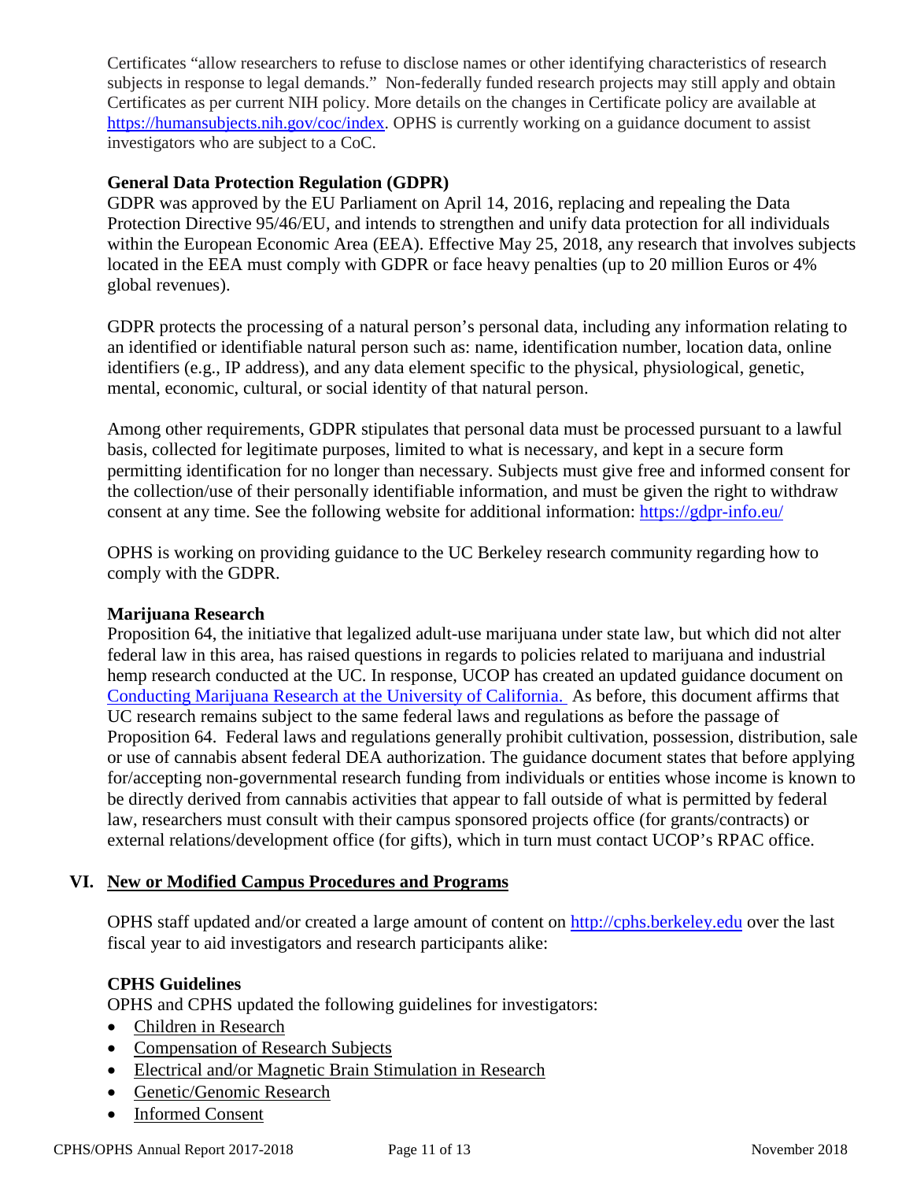Certificates "allow researchers to refuse to disclose names or other identifying characteristics of research subjects in response to legal demands." Non-federally funded research projects may still apply and obtain Certificates as per current NIH policy. More details on the changes in Certificate policy are available at https://humansubjects.nih.gov/coc/index. OPHS is currently working on a guidance document to assist investigators who are subject to a CoC.

**General Data Protection Regulation (GDPR)**

GDPR was approved by the EU Parliament on April 14, 2016, replacing and repealing the Data Protection Directive 95/46/EU, and intends to strengthen and unify data protection for all individuals within the European Economic Area (EEA). Effective May 25, 2018, any research that involves subjects located in the EEA must comply with GDPR or face heavy penalties (up to 20 million Euros or 4% global revenues).

GDPR protects the processing of a natural person's personal data, including any information relating to an identified or identifiable natural person such as: name, identification number, location data, online identifiers (e.g., IP address), and any data element specific to the physical, physiological, genetic, mental, economic, cultural, or social identity of that natural person.

Among other requirements, GDPR stipulates that personal data must be processed pursuant to a lawful basis, collected for legitimate purposes, limited to what is necessary, and kept in a secure form permitting identification for no longer than necessary. Subjects must give free and informed consent for the collection/use of their personally identifiable information, and must be given the right to withdraw consent at any time. See the following website for additional information: https://gdpr-info.eu/

OPHS is working on providing guidance to the UC Berkeley research community regarding how to comply with the GDPR.

**Marijuana Research**

Proposition 64, the initiative that legalized adult-use marijuana under state law, but which did not alter federal law in this area, has raised questions in regards to policies related to marijuana and industrial hemp research conducted at the UC. In response, UCOP has created an updated guidance document on Conducting Marijuana Research at the University of California. As before, this document affirms that UC research remains subject to the same federal laws and regulations as before the passage of Proposition 64. Federal laws and regulations generally prohibit cultivation, possession, distribution, sale or use of cannabis absent federal DEA authorization. The guidance document states that before applying for/accepting non-governmental research funding from individuals or entities whose income is known to be directly derived from cannabis activities that appear to fall outside of what is permitted by federal law, researchers must consult with their campus sponsored projects office (for grants/contracts) or external relations/development office (for gifts), which in turn must contact UCOP's RPAC office.

## VI. New or Modified Campus Procedures and Programs

OPHS staff updated and/or created a large amount of content on http://cphs.berkeley.edu over the last fiscal year to aid investigators and research participants alike:

**CPHS Guidelines**

OPHS and CPHS updated the following guidelines for investigators:

- Children in Research
- Compensation of Research Subjects
- Electrical and/or Magnetic Brain Stimulation in Research
- Genetic/Genomic Research
- Informed Consent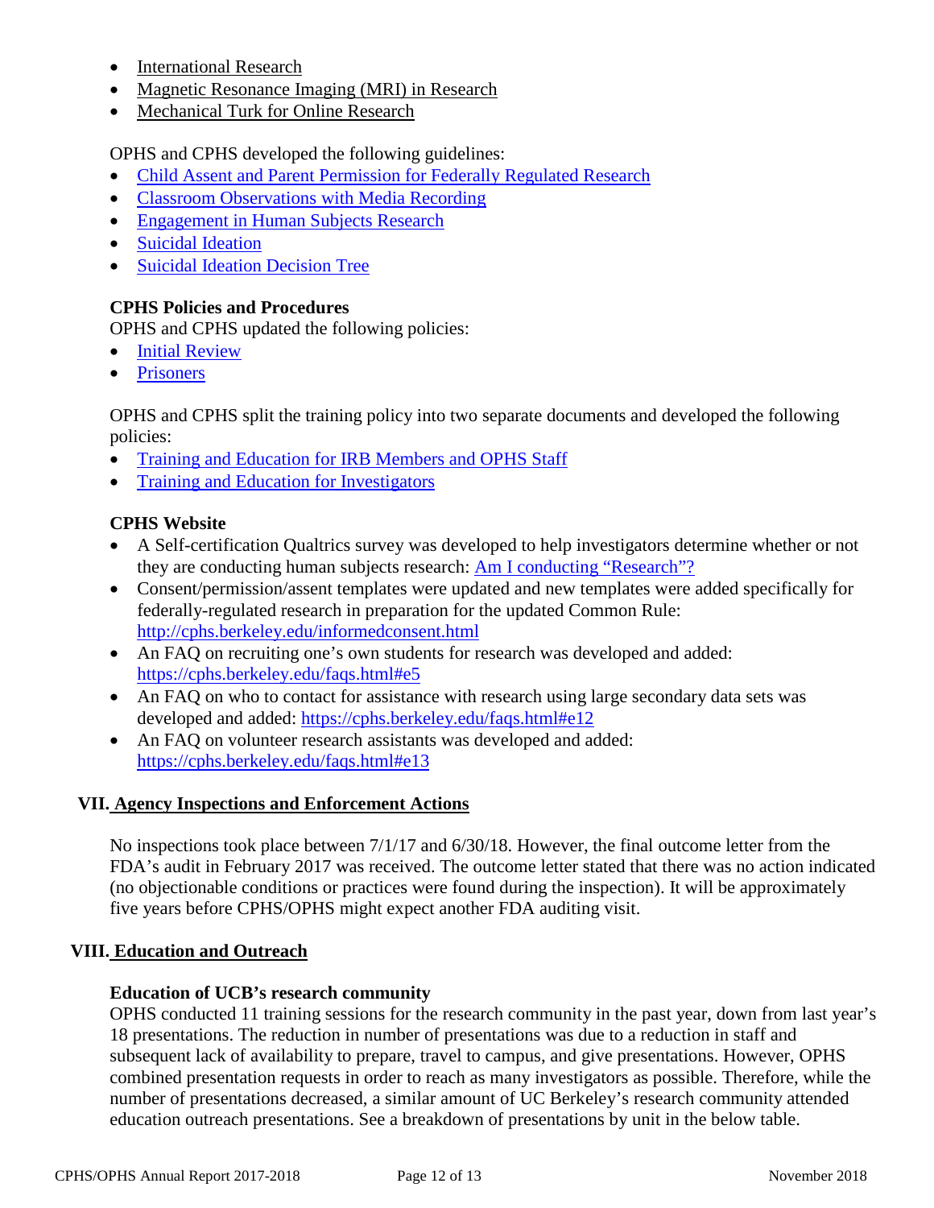- International Research
- Magnetic Resonance Imaging (MRI) in Research
- Mechanical Turk for Online Research

OPHS and CPHS developed the following guidelines:

- Child Assent and Parent Permission for Federally Regulated Research
- Classroom Observations with Media Recording
- Engagement in Human Subjects Research
- Suicidal Ideation
- Suicidal Ideation Decision Tree

### CPHS Policies and Procedures

OPHS and CPHS updated the following policies:

- Initial Review
- Prisoners

OPHS and CPHS split the training policy into two separate documents and developed the following policies:

- Training and Education for IRB Members and OPHS Staff
- Training and Education for Investigators

### CPHS Website

- A Self-certification Qualtrics survey was developed to help investigators determine whether or not they are conducting human subjects research: Am I conducting "Research"?
- Consent/permission/assent templates were updated and new templates were added specifically for federally-regulated research in preparation for the updated Common Rule: http://cphs.berkeley.edu/informedconsent.html
- An FAQ on recruiting one's own students for research was developed and added: https://cphs.berkeley.edu/faqs.html#e5
- An FAQ on who to contact for assistance with research using large secondary data sets was developed and added: https://cphs.berkeley.edu/faqs.html#e12
- An FAQ on volunteer research assistants was developed and added: https://cphs.berkeley.edu/faqs.html#e13

## VII. Agency Inspections and Enforcement Actions

No inspections took place between 7/1/17 and 6/30/18. However, the final outcome letter from the FDA's audit in February 2017 was received. The outcome letter stated that there was no action indicated (no objectionable conditions or practices were found during the inspection). It will be approximately five years before CPHS/OPHS might expect another FDA auditing visit.

## VIII. Education and Outreach

### Education of UCB's research community

OPHS conducted 11 training sessions for the research community in the past year, down from last year's 18 presentations. The reduction in number of presentations was due to a reduction in staff and subsequent lack of availability to prepare, travel to campus, and give presentations. However, OPHS combined presentation requests in order to reach as many investigators as possible. Therefore, while the number of presentations decreased, a similar amount of UC Berkeley's research community attended education outreach presentations. See a breakdown of presentations by unit in the below table.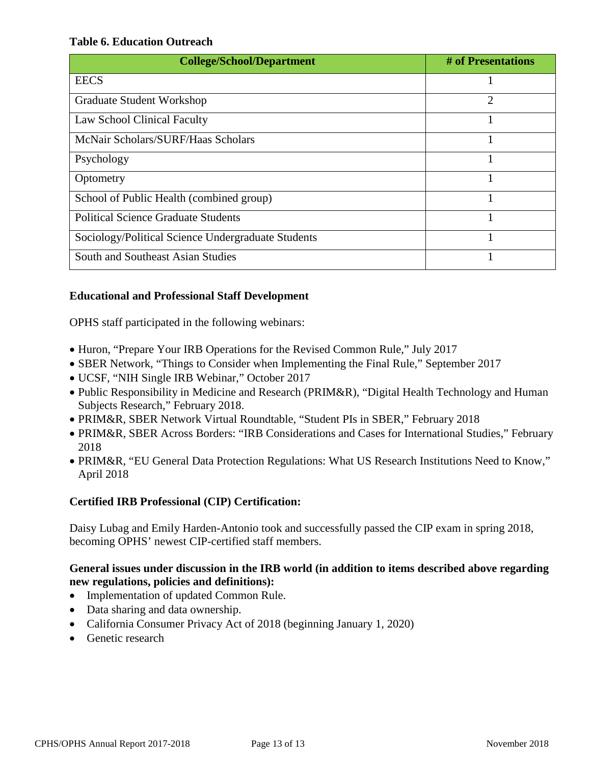**Table 6. Education Outreach**

| College/School/Department | # of Presentations |
| --- | --- |
| EECS | 1 |
| Graduate Student Workshop | 2 |
| Law School Clinical Faculty | 1 |
| McNair Scholars/SURF/Haas Scholars | 1 |
| Psychology | 1 |
| Optometry | 1 |
| School of Public Health (combined group) | 1 |
| Political Science Graduate Students | 1 |
| Sociology/Political Science Undergraduate Students | 1 |
| South and Southeast Asian Studies | 1 |

**Educational and Professional Staff Development**

OPHS staff participated in the following webinars:

- Huron, "Prepare Your IRB Operations for the Revised Common Rule," July 2017
- SBER Network, "Things to Consider when Implementing the Final Rule," September 2017
- UCSF, "NIH Single IRB Webinar," October 2017
- Public Responsibility in Medicine and Research (PRIM&R), "Digital Health Technology and Human Subjects Research," February 2018.
- PRIM&R, SBER Network Virtual Roundtable, "Student PIs in SBER," February 2018
- PRIM&R, SBER Across Borders: "IRB Considerations and Cases for International Studies," February 2018
- PRIM&R, "EU General Data Protection Regulations: What US Research Institutions Need to Know," April 2018

**Certified IRB Professional (CIP) Certification:**

Daisy Lubag and Emily Harden-Antonio took and successfully passed the CIP exam in spring 2018, becoming OPHS' newest CIP-certified staff members.

**General issues under discussion in the IRB world (in addition to items described above regarding new regulations, policies and definitions):**

- Implementation of updated Common Rule.
- Data sharing and data ownership.
- California Consumer Privacy Act of 2018 (beginning January 1, 2020)
- Genetic research